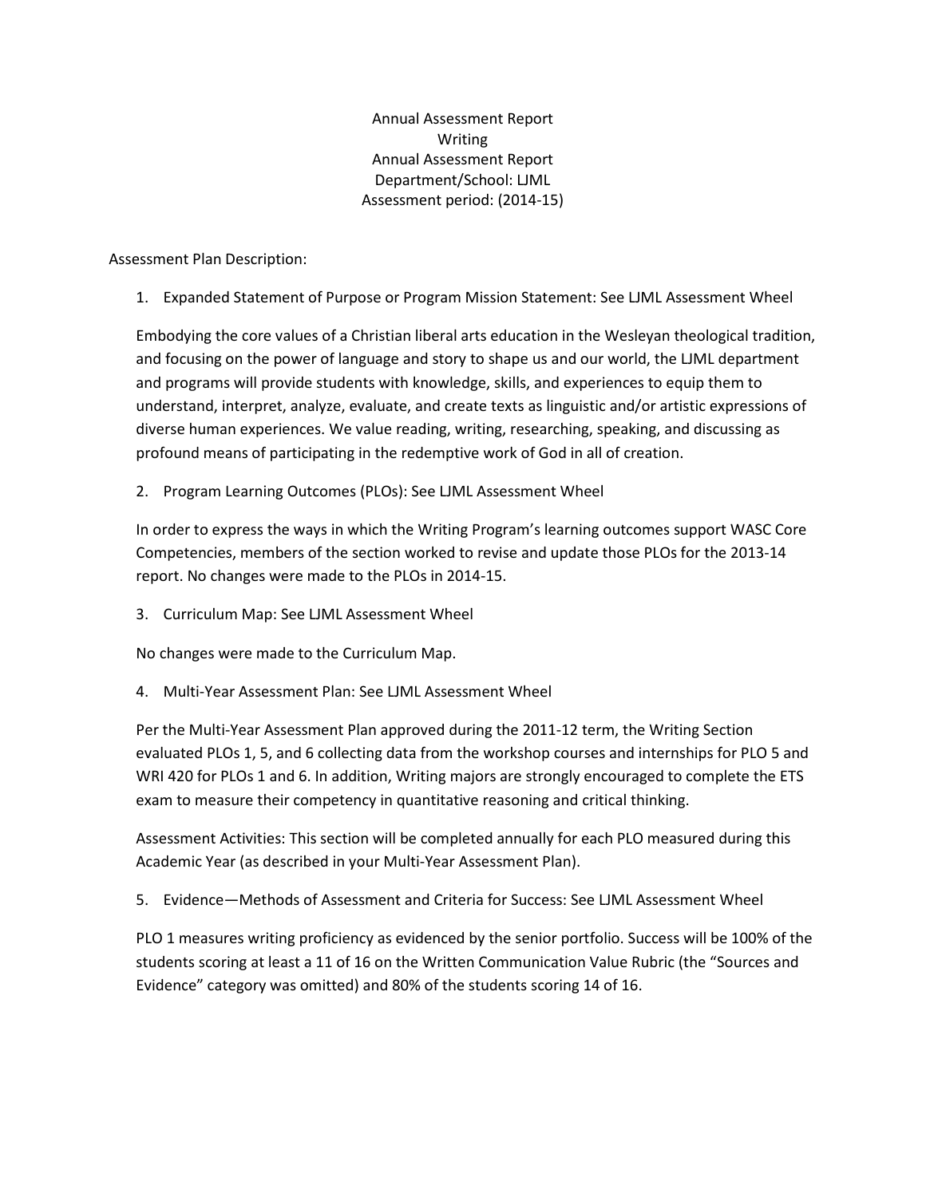Annual Assessment Report
Writing
Annual Assessment Report
Department/School: LJML
Assessment period: (2014-15)

Assessment Plan Description:

1. Expanded Statement of Purpose or Program Mission Statement: See LJML Assessment Wheel

   Embodying the core values of a Christian liberal arts education in the Wesleyan theological tradition, and focusing on the power of language and story to shape us and our world, the LJML department and programs will provide students with knowledge, skills, and experiences to equip them to understand, interpret, analyze, evaluate, and create texts as linguistic and/or artistic expressions of diverse human experiences. We value reading, writing, researching, speaking, and discussing as profound means of participating in the redemptive work of God in all of creation.

2. Program Learning Outcomes (PLOs): See LJML Assessment Wheel

   In order to express the ways in which the Writing Program's learning outcomes support WASC Core Competencies, members of the section worked to revise and update those PLOs for the 2013-14 report. No changes were made to the PLOs in 2014-15.

3. Curriculum Map: See LJML Assessment Wheel

   No changes were made to the Curriculum Map.

4. Multi-Year Assessment Plan: See LJML Assessment Wheel

   Per the Multi-Year Assessment Plan approved during the 2011-12 term, the Writing Section evaluated PLOs 1, 5, and 6 collecting data from the workshop courses and internships for PLO 5 and WRI 420 for PLOs 1 and 6. In addition, Writing majors are strongly encouraged to complete the ETS exam to measure their competency in quantitative reasoning and critical thinking.

   Assessment Activities: This section will be completed annually for each PLO measured during this Academic Year (as described in your Multi-Year Assessment Plan).

5. Evidence—Methods of Assessment and Criteria for Success: See LJML Assessment Wheel

   PLO 1 measures writing proficiency as evidenced by the senior portfolio. Success will be 100% of the students scoring at least a 11 of 16 on the Written Communication Value Rubric (the "Sources and Evidence" category was omitted) and 80% of the students scoring 14 of 16.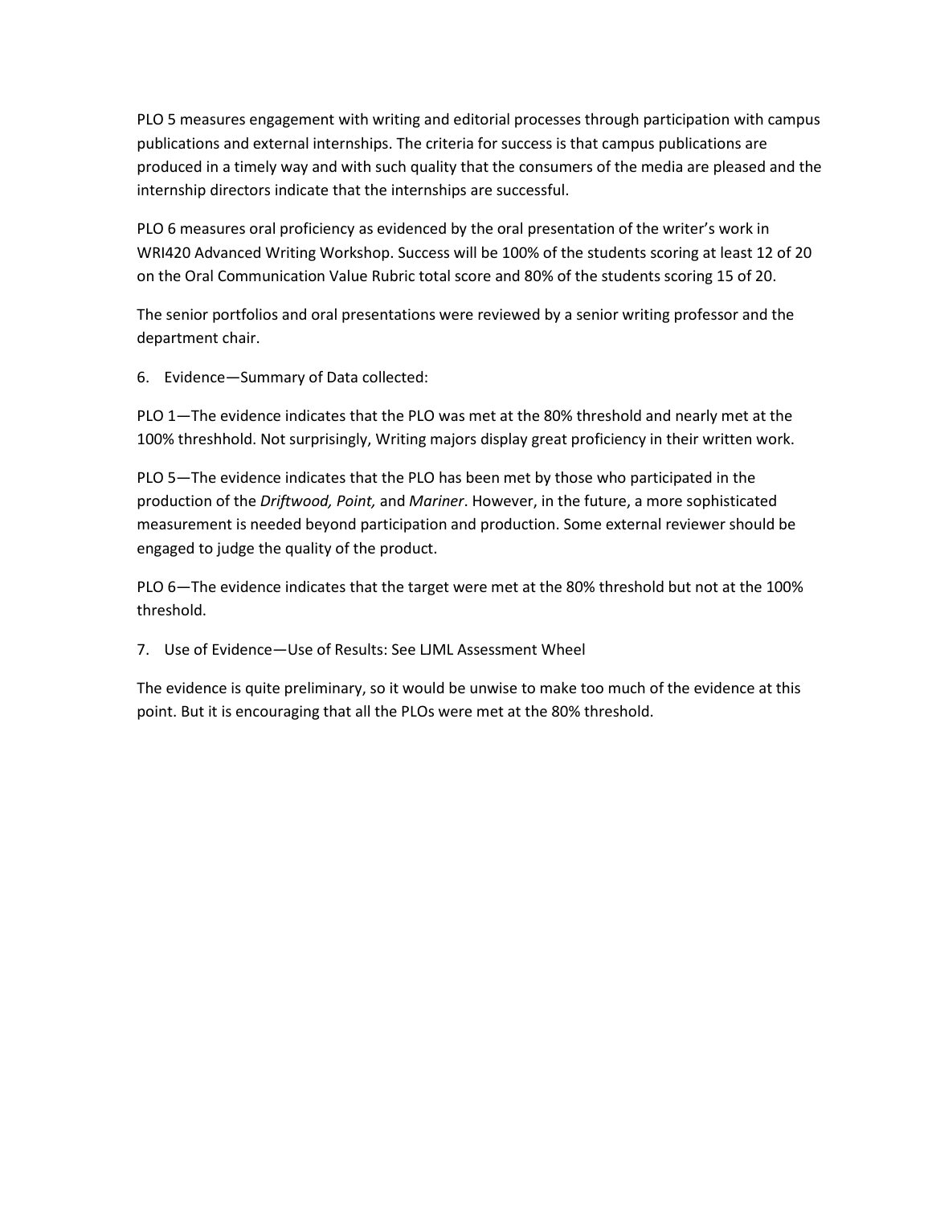PLO 5 measures engagement with writing and editorial processes through participation with campus publications and external internships. The criteria for success is that campus publications are produced in a timely way and with such quality that the consumers of the media are pleased and the internship directors indicate that the internships are successful.

PLO 6 measures oral proficiency as evidenced by the oral presentation of the writer's work in WRI420 Advanced Writing Workshop. Success will be 100% of the students scoring at least 12 of 20 on the Oral Communication Value Rubric total score and 80% of the students scoring 15 of 20.

The senior portfolios and oral presentations were reviewed by a senior writing professor and the department chair.

6. Evidence—Summary of Data collected:

PLO 1—The evidence indicates that the PLO was met at the 80% threshold and nearly met at the 100% threshhold. Not surprisingly, Writing majors display great proficiency in their written work.

PLO 5—The evidence indicates that the PLO has been met by those who participated in the production of the *Driftwood, Point,* and *Mariner*. However, in the future, a more sophisticated measurement is needed beyond participation and production. Some external reviewer should be engaged to judge the quality of the product.

PLO 6—The evidence indicates that the target were met at the 80% threshold but not at the 100% threshold.

7. Use of Evidence—Use of Results: See LJML Assessment Wheel

The evidence is quite preliminary, so it would be unwise to make too much of the evidence at this point. But it is encouraging that all the PLOs were met at the 80% threshold.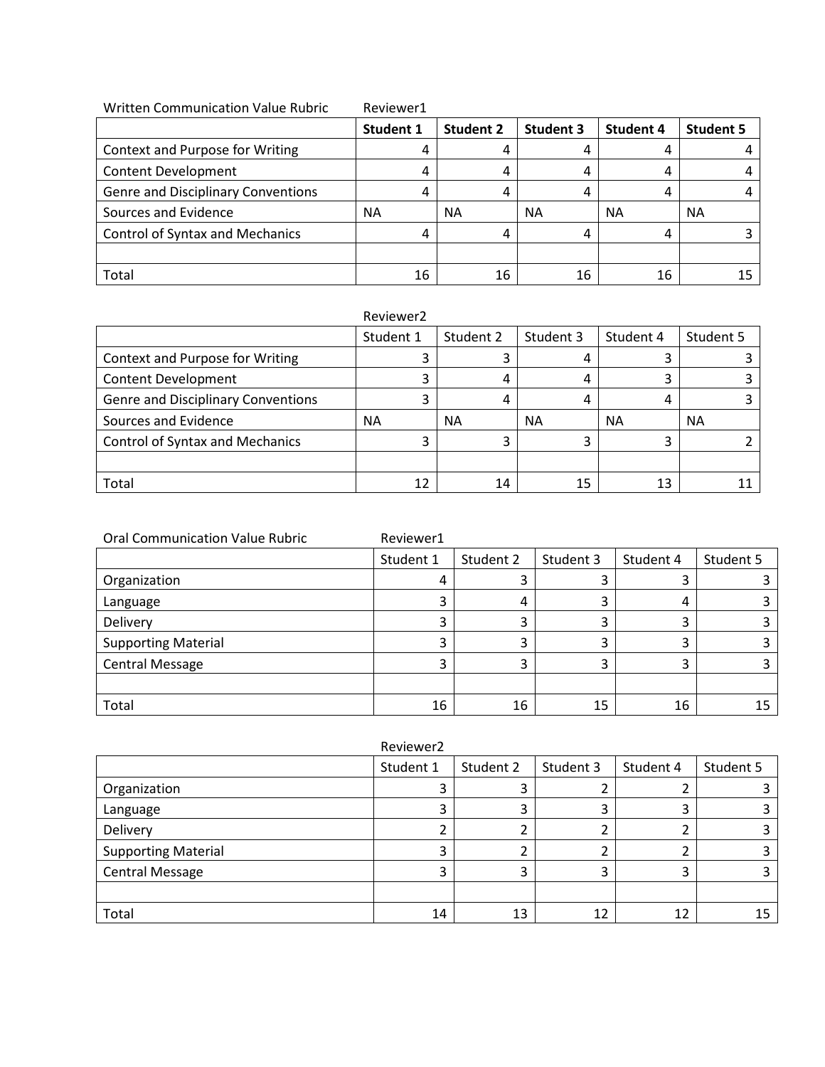Written Communication Value Rubric — Reviewer1

| | **Student 1** | **Student 2** | **Student 3** | **Student 4** | **Student 5** |
|---|---|---|---|---|---|
| Context and Purpose for Writing | 4 | 4 | 4 | 4 | 4 |
| Content Development | 4 | 4 | 4 | 4 | 4 |
| Genre and Disciplinary Conventions | 4 | 4 | 4 | 4 | 4 |
| Sources and Evidence | NA | NA | NA | NA | NA |
| Control of Syntax and Mechanics | 4 | 4 | 4 | 4 | 3 |
| | | | | | |
| Total | 16 | 16 | 16 | 16 | 15 |

Reviewer2

| | Student 1 | Student 2 | Student 3 | Student 4 | Student 5 |
|---|---|---|---|---|---|
| Context and Purpose for Writing | 3 | 3 | 4 | 3 | 3 |
| Content Development | 3 | 4 | 4 | 3 | 3 |
| Genre and Disciplinary Conventions | 3 | 4 | 4 | 4 | 3 |
| Sources and Evidence | NA | NA | NA | NA | NA |
| Control of Syntax and Mechanics | 3 | 3 | 3 | 3 | 2 |
| | | | | | |
| Total | 12 | 14 | 15 | 13 | 11 |

Oral Communication Value Rubric — Reviewer1

| | Student 1 | Student 2 | Student 3 | Student 4 | Student 5 |
|---|---|---|---|---|---|
| Organization | 4 | 3 | 3 | 3 | 3 |
| Language | 3 | 4 | 3 | 4 | 3 |
| Delivery | 3 | 3 | 3 | 3 | 3 |
| Supporting Material | 3 | 3 | 3 | 3 | 3 |
| Central Message | 3 | 3 | 3 | 3 | 3 |
| | | | | | |
| Total | 16 | 16 | 15 | 16 | 15 |

Reviewer2

| | Student 1 | Student 2 | Student 3 | Student 4 | Student 5 |
|---|---|---|---|---|---|
| Organization | 3 | 3 | 2 | 2 | 3 |
| Language | 3 | 3 | 3 | 3 | 3 |
| Delivery | 2 | 2 | 2 | 2 | 3 |
| Supporting Material | 3 | 2 | 2 | 2 | 3 |
| Central Message | 3 | 3 | 3 | 3 | 3 |
| | | | | | |
| Total | 14 | 13 | 12 | 12 | 15 |